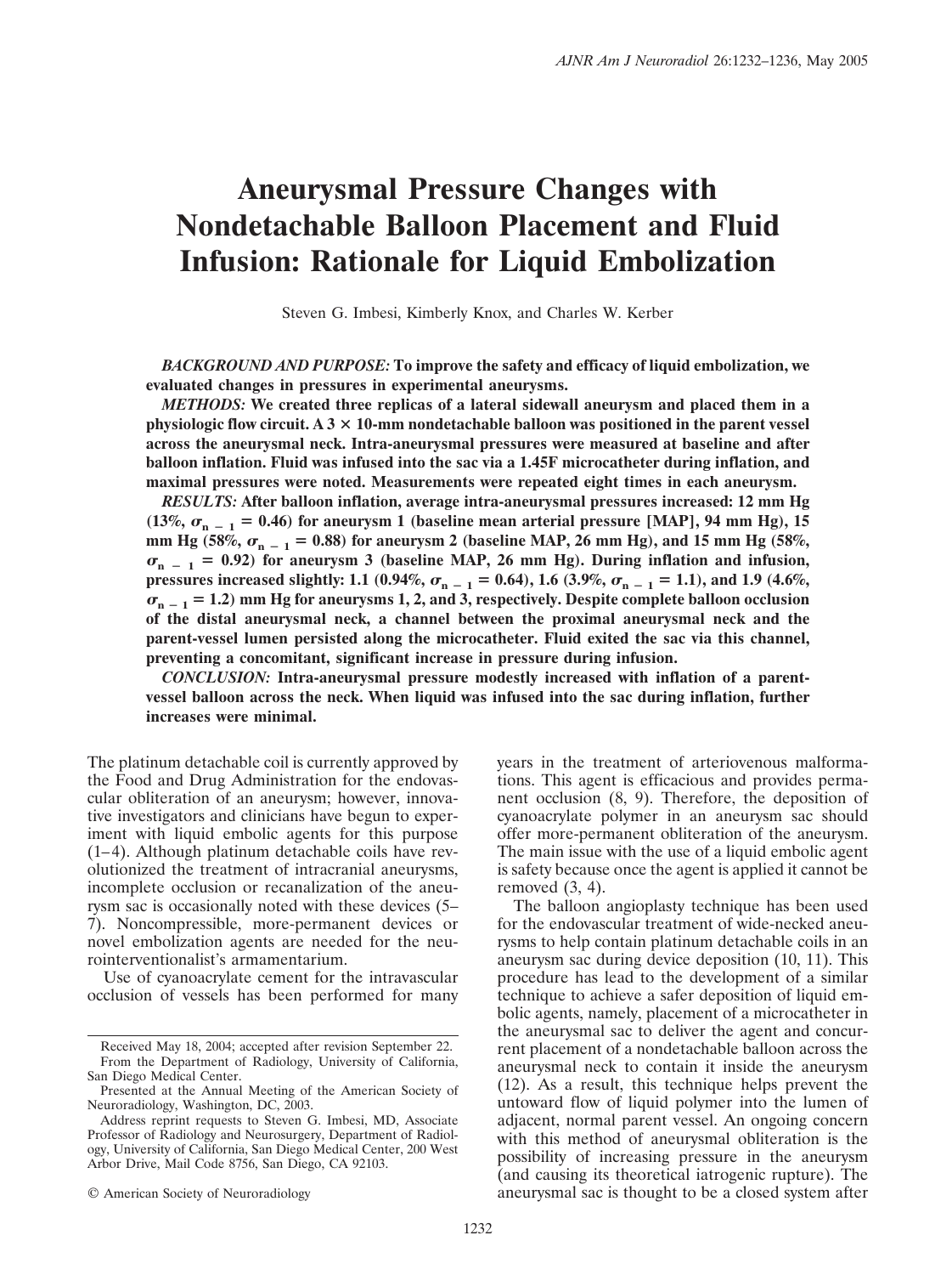# Aneurysmal Pressure Changes with Nondetachable Balloon Placement and Fluid Infusion: Rationale for Liquid Embolization

Steven G. Imbesi, Kimberly Knox, and Charles W. Kerber

***BACKGROUND AND PURPOSE:*** **To improve the safety and efficacy of liquid embolization, we evaluated changes in pressures in experimental aneurysms.**

***METHODS:*** **We created three replicas of a lateral sidewall aneurysm and placed them in a physiologic flow circuit. A 3 × 10-mm nondetachable balloon was positioned in the parent vessel across the aneurysmal neck. Intra-aneurysmal pressures were measured at baseline and after balloon inflation. Fluid was infused into the sac via a 1.45F microcatheter during inflation, and maximal pressures were noted. Measurements were repeated eight times in each aneurysm.**

***RESULTS:*** **After balloon inflation, average intra-aneurysmal pressures increased: 12 mm Hg (13%, $\sigma_{n-1} = 0.46$) for aneurysm 1 (baseline mean arterial pressure [MAP], 94 mm Hg), 15 mm Hg (58%, $\sigma_{n-1} = 0.88$) for aneurysm 2 (baseline MAP, 26 mm Hg), and 15 mm Hg (58%, $\sigma_{n-1} = 0.92$) for aneurysm 3 (baseline MAP, 26 mm Hg). During inflation and infusion, pressures increased slightly: 1.1 (0.94%, $\sigma_{n-1} = 0.64$), 1.6 (3.9%, $\sigma_{n-1} = 1.1$), and 1.9 (4.6%, $\sigma_{n-1} = 1.2$) mm Hg for aneurysms 1, 2, and 3, respectively. Despite complete balloon occlusion of the distal aneurysmal neck, a channel between the proximal aneurysmal neck and the parent-vessel lumen persisted along the microcatheter. Fluid exited the sac via this channel, preventing a concomitant, significant increase in pressure during infusion.**

***CONCLUSION:*** **Intra-aneurysmal pressure modestly increased with inflation of a parent-vessel balloon across the neck. When liquid was infused into the sac during inflation, further increases were minimal.**

The platinum detachable coil is currently approved by the Food and Drug Administration for the endovascular obliteration of an aneurysm; however, innovative investigators and clinicians have begun to experiment with liquid embolic agents for this purpose (1–4). Although platinum detachable coils have revolutionized the treatment of intracranial aneurysms, incomplete occlusion or recanalization of the aneurysm sac is occasionally noted with these devices (5–7). Noncompressible, more-permanent devices or novel embolization agents are needed for the neurointerventionalist's armamentarium.

Use of cyanoacrylate cement for the intravascular occlusion of vessels has been performed for many years in the treatment of arteriovenous malformations. This agent is efficacious and provides permanent occlusion (8, 9). Therefore, the deposition of cyanoacrylate polymer in an aneurysm sac should offer more-permanent obliteration of the aneurysm. The main issue with the use of a liquid embolic agent is safety because once the agent is applied it cannot be removed (3, 4).

The balloon angioplasty technique has been used for the endovascular treatment of wide-necked aneurysms to help contain platinum detachable coils in an aneurysm sac during device deposition (10, 11). This procedure has lead to the development of a similar technique to achieve a safer deposition of liquid embolic agents, namely, placement of a microcatheter in the aneurysmal sac to deliver the agent and concurrent placement of a nondetachable balloon across the aneurysmal neck to contain it inside the aneurysm (12). As a result, this technique helps prevent the untoward flow of liquid polymer into the lumen of adjacent, normal parent vessel. An ongoing concern with this method of aneurysmal obliteration is the possibility of increasing pressure in the aneurysm (and causing its theoretical iatrogenic rupture). The aneurysmal sac is thought to be a closed system after

Received May 18, 2004; accepted after revision September 22.

From the Department of Radiology, University of California, San Diego Medical Center.

Presented at the Annual Meeting of the American Society of Neuroradiology, Washington, DC, 2003.

Address reprint requests to Steven G. Imbesi, MD, Associate Professor of Radiology and Neurosurgery, Department of Radiology, University of California, San Diego Medical Center, 200 West Arbor Drive, Mail Code 8756, San Diego, CA 92103.

© American Society of Neuroradiology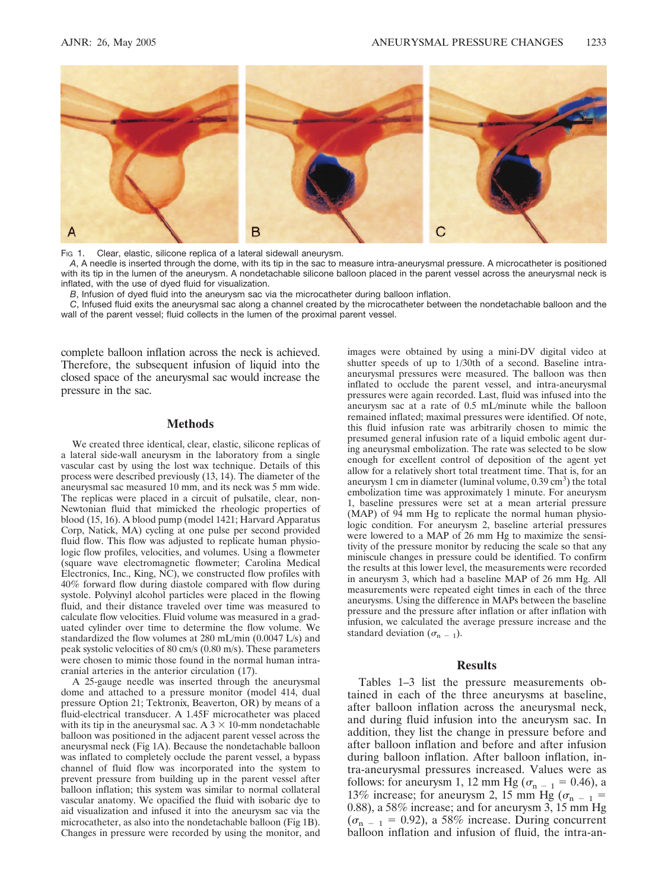Fig 1. Clear, elastic, silicone replica of a lateral sidewall aneurysm.

*A*, A needle is inserted through the dome, with its tip in the sac to measure intra-aneurysmal pressure. A microcatheter is positioned with its tip in the lumen of the aneurysm. A nondetachable silicone balloon placed in the parent vessel across the aneurysmal neck is inflated, with the use of dyed fluid for visualization.

*B*, Infusion of dyed fluid into the aneurysm sac via the microcatheter during balloon inflation.

*C*, Infused fluid exits the aneurysmal sac along a channel created by the microcatheter between the nondetachable balloon and the wall of the parent vessel; fluid collects in the lumen of the proximal parent vessel.

complete balloon inflation across the neck is achieved. Therefore, the subsequent infusion of liquid into the closed space of the aneurysmal sac would increase the pressure in the sac.

## Methods

We created three identical, clear, elastic, silicone replicas of a lateral side-wall aneurysm in the laboratory from a single vascular cast by using the lost wax technique. Details of this process were described previously (13, 14). The diameter of the aneurysmal sac measured 10 mm, and its neck was 5 mm wide. The replicas were placed in a circuit of pulsatile, clear, non-Newtonian fluid that mimicked the rheologic properties of blood (15, 16). A blood pump (model 1421; Harvard Apparatus Corp, Natick, MA) cycling at one pulse per second provided fluid flow. This flow was adjusted to replicate human physiologic flow profiles, velocities, and volumes. Using a flowmeter (square wave electromagnetic flowmeter; Carolina Medical Electronics, Inc., King, NC), we constructed flow profiles with 40% forward flow during diastole compared with flow during systole. Polyvinyl alcohol particles were placed in the flowing fluid, and their distance traveled over time was measured to calculate flow velocities. Fluid volume was measured in a graduated cylinder over time to determine the flow volume. We standardized the flow volumes at 280 mL/min (0.0047 L/s) and peak systolic velocities of 80 cm/s (0.80 m/s). These parameters were chosen to mimic those found in the normal human intracranial arteries in the anterior circulation (17).

A 25-gauge needle was inserted through the aneurysmal dome and attached to a pressure monitor (model 414, dual pressure Option 21; Tektronix, Beaverton, OR) by means of a fluid-electrical transducer. A 1.45F microcatheter was placed with its tip in the aneurysmal sac. A 3 × 10-mm nondetachable balloon was positioned in the adjacent parent vessel across the aneurysmal neck (Fig 1A). Because the nondetachable balloon was inflated to completely occlude the parent vessel, a bypass channel of fluid flow was incorporated into the system to prevent pressure from building up in the parent vessel after balloon inflation; this system was similar to normal collateral vascular anatomy. We opacified the fluid with isobaric dye to aid visualization and infused it into the aneurysm sac via the microcatheter, as also into the nondetachable balloon (Fig 1B). Changes in pressure were recorded by using the monitor, and images were obtained by using a mini-DV digital video at shutter speeds of up to 1/30th of a second. Baseline intra-aneurysmal pressures were measured. The balloon was then inflated to occlude the parent vessel, and intra-aneurysmal pressures were again recorded. Last, fluid was infused into the aneurysm sac at a rate of 0.5 mL/minute while the balloon remained inflated; maximal pressures were identified. Of note, this fluid infusion rate was arbitrarily chosen to mimic the presumed general infusion rate of a liquid embolic agent during aneurysmal embolization. The rate was selected to be slow enough for excellent control of deposition of the agent yet allow for a relatively short total treatment time. That is, for an aneurysm 1 cm in diameter (luminal volume, 0.39 $cm^3$) the total embolization time was approximately 1 minute. For aneurysm 1, baseline pressures were set at a mean arterial pressure (MAP) of 94 mm Hg to replicate the normal human physiologic condition. For aneurysm 2, baseline arterial pressures were lowered to a MAP of 26 mm Hg to maximize the sensitivity of the pressure monitor by reducing the scale so that any miniscule changes in pressure could be identified. To confirm the results at this lower level, the measurements were recorded in aneurysm 3, which had a baseline MAP of 26 mm Hg. All measurements were repeated eight times in each of the three aneurysms. Using the difference in MAPs between the baseline pressure and the pressure after inflation or after inflation with infusion, we calculated the average pressure increase and the standard deviation ($\sigma_{n-1}$).

## Results

Tables 1–3 list the pressure measurements obtained in each of the three aneurysms at baseline, after balloon inflation across the aneurysmal neck, and during fluid infusion into the aneurysm sac. In addition, they list the change in pressure before and after balloon inflation and before and after infusion during balloon inflation. After balloon inflation, intra-aneurysmal pressures increased. Values were as follows: for aneurysm 1, 12 mm Hg ($\sigma_{n-1} = 0.46$), a 13% increase; for aneurysm 2, 15 mm Hg ($\sigma_{n-1} = 0.88$), a 58% increase; and for aneurysm 3, 15 mm Hg ($\sigma_{n-1} = 0.92$), a 58% increase. During concurrent balloon inflation and infusion of fluid, the intra-an-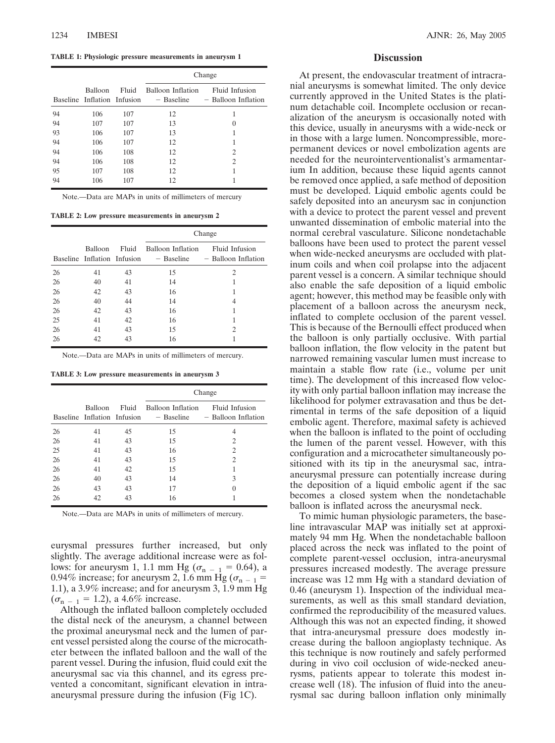**TABLE 1: Physiologic pressure measurements in aneurysm 1**

| Baseline | Balloon Inflation | Fluid Infusion | Change | |
|---|---|---|---|---|
| | | | Balloon Inflation − Baseline | Fluid Infusion − Balloon Inflation |
| 94 | 106 | 107 | 12 | 1 |
| 94 | 107 | 107 | 13 | 0 |
| 93 | 106 | 107 | 13 | 1 |
| 94 | 106 | 107 | 12 | 1 |
| 94 | 106 | 108 | 12 | 2 |
| 94 | 106 | 108 | 12 | 2 |
| 95 | 107 | 108 | 12 | 1 |
| 94 | 106 | 107 | 12 | 1 |

Note.—Data are MAPs in units of millimeters of mercury

**TABLE 2: Low pressure measurements in aneurysm 2**

| Baseline | Balloon Inflation | Fluid Infusion | Change | |
|---|---|---|---|---|
| | | | Balloon Inflation − Baseline | Fluid Infusion − Balloon Inflation |
| 26 | 41 | 43 | 15 | 2 |
| 26 | 40 | 41 | 14 | 1 |
| 26 | 42 | 43 | 16 | 1 |
| 26 | 40 | 44 | 14 | 4 |
| 26 | 42 | 43 | 16 | 1 |
| 25 | 41 | 42 | 16 | 1 |
| 26 | 41 | 43 | 15 | 2 |
| 26 | 42 | 43 | 16 | 1 |

Note.—Data are MAPs in units of millimeters of mercury.

**TABLE 3: Low pressure measurements in aneurysm 3**

| Baseline | Balloon Inflation | Fluid Infusion | Change | |
|---|---|---|---|---|
| | | | Balloon Inflation − Baseline | Fluid Infusion − Balloon Inflation |
| 26 | 41 | 45 | 15 | 4 |
| 26 | 41 | 43 | 15 | 2 |
| 25 | 41 | 43 | 16 | 2 |
| 26 | 41 | 43 | 15 | 2 |
| 26 | 41 | 42 | 15 | 1 |
| 26 | 40 | 43 | 14 | 3 |
| 26 | 43 | 43 | 17 | 0 |
| 26 | 42 | 43 | 16 | 1 |

Note.—Data are MAPs in units of millimeters of mercury.

eurysmal pressures further increased, but only slightly. The average additional increase were as follows: for aneurysm 1, 1.1 mm Hg ($\sigma_{n-1} = 0.64$), a 0.94% increase; for aneurysm 2, 1.6 mm Hg ($\sigma_{n-1} = 1.1$), a 3.9% increase; and for aneurysm 3, 1.9 mm Hg ($\sigma_{n-1} = 1.2$), a 4.6% increase.

Although the inflated balloon completely occluded the distal neck of the aneurysm, a channel between the proximal aneurysmal neck and the lumen of parent vessel persisted along the course of the microcatheter between the inflated balloon and the wall of the parent vessel. During the infusion, fluid could exit the aneurysmal sac via this channel, and its egress prevented a concomitant, significant elevation in intra-aneurysmal pressure during the infusion (Fig 1C).

## Discussion

At present, the endovascular treatment of intracranial aneurysms is somewhat limited. The only device currently approved in the United States is the platinum detachable coil. Incomplete occlusion or recanalization of the aneurysm is occasionally noted with this device, usually in aneurysms with a wide-neck or in those with a large lumen. Noncompressible, more-permanent devices or novel embolization agents are needed for the neurointerventionalist's armamentarium In addition, because these liquid agents cannot be removed once applied, a safe method of deposition must be developed. Liquid embolic agents could be safely deposited into an aneurysm sac in conjunction with a device to protect the parent vessel and prevent unwanted dissemination of embolic material into the normal cerebral vasculature. Silicone nondetachable balloons have been used to protect the parent vessel when wide-necked aneurysms are occluded with platinum coils and when coil prolapse into the adjacent parent vessel is a concern. A similar technique should also enable the safe deposition of a liquid embolic agent; however, this method may be feasible only with placement of a balloon across the aneurysm neck, inflated to complete occlusion of the parent vessel. This is because of the Bernoulli effect produced when the balloon is only partially occlusive. With partial balloon inflation, the flow velocity in the patent but narrowed remaining vascular lumen must increase to maintain a stable flow rate (i.e., volume per unit time). The development of this increased flow velocity with only partial balloon inflation may increase the likelihood for polymer extravasation and thus be detrimental in terms of the safe deposition of a liquid embolic agent. Therefore, maximal safety is achieved when the balloon is inflated to the point of occluding the lumen of the parent vessel. However, with this configuration and a microcatheter simultaneously positioned with its tip in the aneurysmal sac, intra-aneurysmal pressure can potentially increase during the deposition of a liquid embolic agent if the sac becomes a closed system when the nondetachable balloon is inflated across the aneurysmal neck.

To mimic human physiologic parameters, the baseline intravascular MAP was initially set at approximately 94 mm Hg. When the nondetachable balloon placed across the neck was inflated to the point of complete parent-vessel occlusion, intra-aneurysmal pressures increased modestly. The average pressure increase was 12 mm Hg with a standard deviation of 0.46 (aneurysm 1). Inspection of the individual measurements, as well as this small standard deviation, confirmed the reproducibility of the measured values. Although this was not an expected finding, it showed that intra-aneurysmal pressure does modestly increase during the balloon angioplasty technique. As this technique is now routinely and safely performed during in vivo coil occlusion of wide-necked aneurysms, patients appear to tolerate this modest increase well (18). The infusion of fluid into the aneurysmal sac during balloon inflation only minimally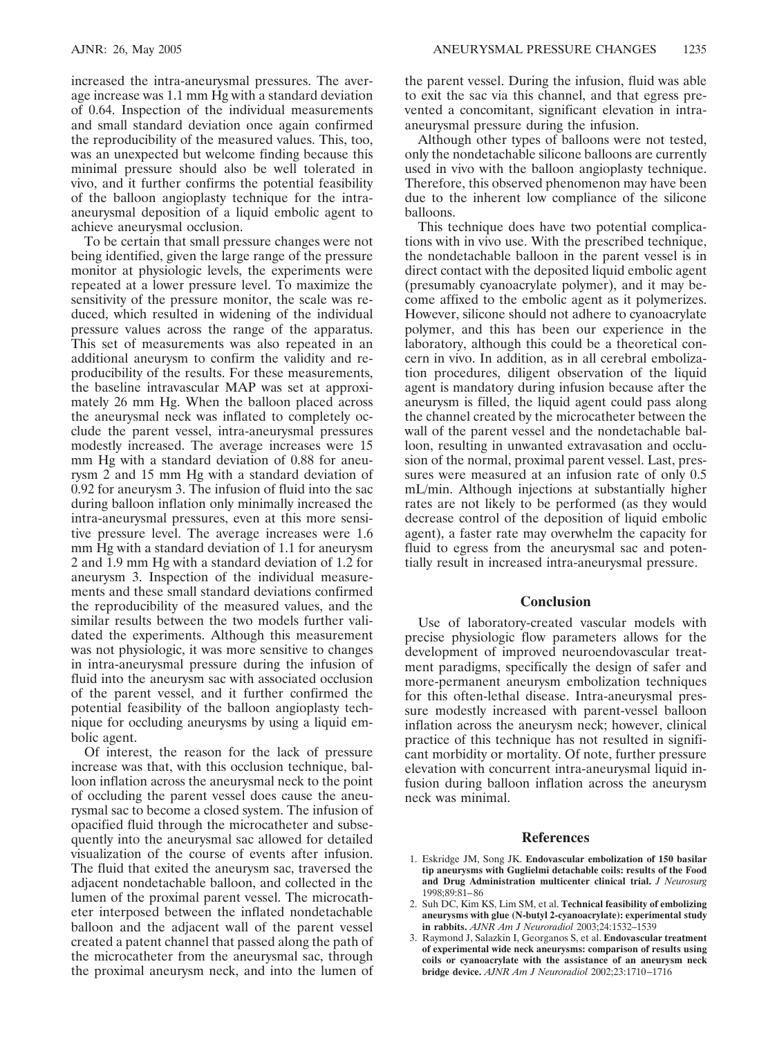increased the intra-aneurysmal pressures. The average increase was 1.1 mm Hg with a standard deviation of 0.64. Inspection of the individual measurements and small standard deviation once again confirmed the reproducibility of the measured values. This, too, was an unexpected but welcome finding because this minimal pressure should also be well tolerated in vivo, and it further confirms the potential feasibility of the balloon angioplasty technique for the intra-aneurysmal deposition of a liquid embolic agent to achieve aneurysmal occlusion.

To be certain that small pressure changes were not being identified, given the large range of the pressure monitor at physiologic levels, the experiments were repeated at a lower pressure level. To maximize the sensitivity of the pressure monitor, the scale was reduced, which resulted in widening of the individual pressure values across the range of the apparatus. This set of measurements was also repeated in an additional aneurysm to confirm the validity and reproducibility of the results. For these measurements, the baseline intravascular MAP was set at approximately 26 mm Hg. When the balloon placed across the aneurysmal neck was inflated to completely occlude the parent vessel, intra-aneurysmal pressures modestly increased. The average increases were 15 mm Hg with a standard deviation of 0.88 for aneurysm 2 and 15 mm Hg with a standard deviation of 0.92 for aneurysm 3. The infusion of fluid into the sac during balloon inflation only minimally increased the intra-aneurysmal pressures, even at this more sensitive pressure level. The average increases were 1.6 mm Hg with a standard deviation of 1.1 for aneurysm 2 and 1.9 mm Hg with a standard deviation of 1.2 for aneurysm 3. Inspection of the individual measurements and these small standard deviations confirmed the reproducibility of the measured values, and the similar results between the two models further validated the experiments. Although this measurement was not physiologic, it was more sensitive to changes in intra-aneurysmal pressure during the infusion of fluid into the aneurysm sac with associated occlusion of the parent vessel, and it further confirmed the potential feasibility of the balloon angioplasty technique for occluding aneurysms by using a liquid embolic agent.

Of interest, the reason for the lack of pressure increase was that, with this occlusion technique, balloon inflation across the aneurysmal neck to the point of occluding the parent vessel does cause the aneurysmal sac to become a closed system. The infusion of opacified fluid through the microcatheter and subsequently into the aneurysmal sac allowed for detailed visualization of the course of events after infusion. The fluid that exited the aneurysm sac, traversed the adjacent nondetachable balloon, and collected in the lumen of the proximal parent vessel. The microcatheter interposed between the inflated nondetachable balloon and the adjacent wall of the parent vessel created a patent channel that passed along the path of the microcatheter from the aneurysmal sac, through the proximal aneurysm neck, and into the lumen of the parent vessel. During the infusion, fluid was able to exit the sac via this channel, and that egress prevented a concomitant, significant elevation in intra-aneurysmal pressure during the infusion.

Although other types of balloons were not tested, only the nondetachable silicone balloons are currently used in vivo with the balloon angioplasty technique. Therefore, this observed phenomenon may have been due to the inherent low compliance of the silicone balloons.

This technique does have two potential complications with in vivo use. With the prescribed technique, the nondetachable balloon in the parent vessel is in direct contact with the deposited liquid embolic agent (presumably cyanoacrylate polymer), and it may become affixed to the embolic agent as it polymerizes. However, silicone should not adhere to cyanoacrylate polymer, and this has been our experience in the laboratory, although this could be a theoretical concern in vivo. In addition, as in all cerebral embolization procedures, diligent observation of the liquid agent is mandatory during infusion because after the aneurysm is filled, the liquid agent could pass along the channel created by the microcatheter between the wall of the parent vessel and the nondetachable balloon, resulting in unwanted extravasation and occlusion of the normal, proximal parent vessel. Last, pressures were measured at an infusion rate of only 0.5 mL/min. Although injections at substantially higher rates are not likely to be performed (as they would decrease control of the deposition of liquid embolic agent), a faster rate may overwhelm the capacity for fluid to egress from the aneurysmal sac and potentially result in increased intra-aneurysmal pressure.

## Conclusion

Use of laboratory-created vascular models with precise physiologic flow parameters allows for the development of improved neuroendovascular treatment paradigms, specifically the design of safer and more-permanent aneurysm embolization techniques for this often-lethal disease. Intra-aneurysmal pressure modestly increased with parent-vessel balloon inflation across the aneurysm neck; however, clinical practice of this technique has not resulted in significant morbidity or mortality. Of note, further pressure elevation with concurrent intra-aneurysmal liquid infusion during balloon inflation across the aneurysm neck was minimal.

## References

1. Eskridge JM, Song JK. **Endovascular embolization of 150 basilar tip aneurysms with Guglielmi detachable coils: results of the Food and Drug Administration multicenter clinical trial.** *J Neurosurg* 1998;89:81–86
2. Suh DC, Kim KS, Lim SM, et al. **Technical feasibility of embolizing aneurysms with glue (N-butyl 2-cyanoacrylate): experimental study in rabbits.** *AJNR Am J Neuroradiol* 2003;24:1532–1539
3. Raymond J, Salazkin I, Georganos S, et al. **Endovascular treatment of experimental wide neck aneurysms: comparison of results using coils or cyanoacrylate with the assistance of an aneurysm neck bridge device.** *AJNR Am J Neuroradiol* 2002;23:1710–1716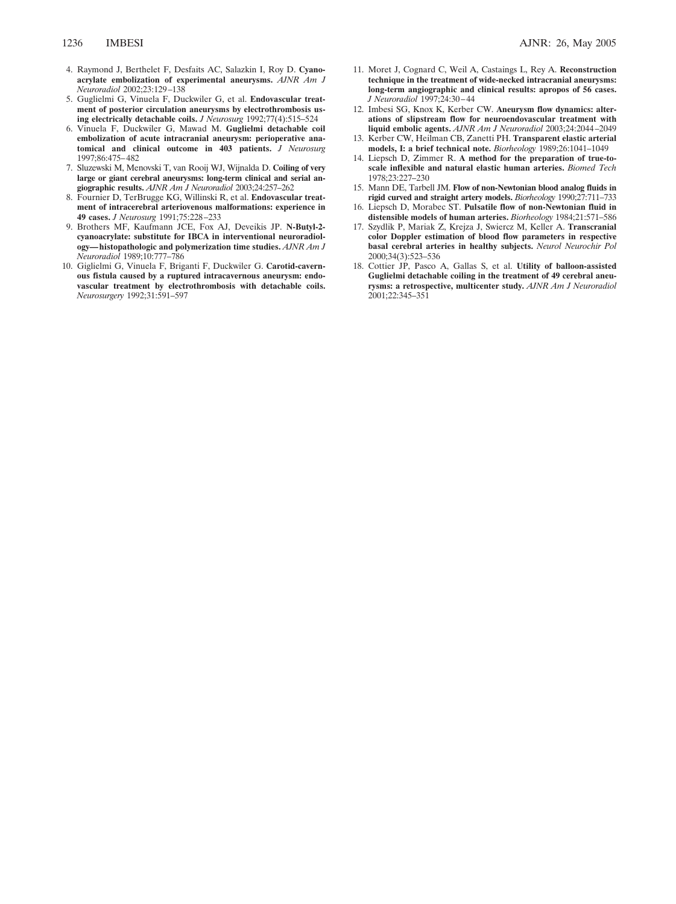4. Raymond J, Berthelet F, Desfaits AC, Salazkin I, Roy D. **Cyanoacrylate embolization of experimental aneurysms.** *AJNR Am J Neuroradiol* 2002;23:129–138
5. Guglielmi G, Vinuela F, Duckwiler G, et al. **Endovascular treatment of posterior circulation aneurysms by electrothrombosis using electrically detachable coils.** *J Neurosurg* 1992;77(4):515–524
6. Vinuela F, Duckwiler G, Mawad M. **Guglielmi detachable coil embolization of acute intracranial aneurysm: perioperative anatomical and clinical outcome in 403 patients.** *J Neurosurg* 1997;86:475–482
7. Sluzewski M, Menovski T, van Rooij WJ, Wijnalda D. **Coiling of very large or giant cerebral aneurysms: long-term clinical and serial angiographic results.** *AJNR Am J Neuroradiol* 2003;24:257–262
8. Fournier D, TerBrugge KG, Willinski R, et al. **Endovascular treatment of intracerebral arteriovenous malformations: experience in 49 cases.** *J Neurosurg* 1991;75:228–233
9. Brothers MF, Kaufmann JCE, Fox AJ, Deveikis JP. **N-Butyl-2-cyanoacrylate: substitute for IBCA in interventional neuroradiology—histopathologic and polymerization time studies.** *AJNR Am J Neuroradiol* 1989;10:777–786
10. Giglielmi G, Vinuela F, Briganti F, Duckwiler G. **Carotid-cavernous fistula caused by a ruptured intracavernous aneurysm: endovascular treatment by electrothrombosis with detachable coils.** *Neurosurgery* 1992;31:591–597
11. Moret J, Cognard C, Weil A, Castaings L, Rey A. **Reconstruction technique in the treatment of wide-necked intracranial aneurysms: long-term angiographic and clinical results: apropos of 56 cases.** *J Neuroradiol* 1997;24:30–44
12. Imbesi SG, Knox K, Kerber CW. **Aneurysm flow dynamics: alterations of slipstream flow for neuroendovascular treatment with liquid embolic agents.** *AJNR Am J Neuroradiol* 2003;24:2044–2049
13. Kerber CW, Heilman CB, Zanetti PH. **Transparent elastic arterial models, I: a brief technical note.** *Biorheology* 1989;26:1041–1049
14. Liepsch D, Zimmer R. **A method for the preparation of true-to-scale inflexible and natural elastic human arteries.** *Biomed Tech* 1978;23:227–230
15. Mann DE, Tarbell JM. **Flow of non-Newtonian blood analog fluids in rigid curved and straight artery models.** *Biorheology* 1990;27:711–733
16. Liepsch D, Morabec ST. **Pulsatile flow of non-Newtonian fluid in distensible models of human arteries.** *Biorheology* 1984;21:571–586
17. Szydlik P, Mariak Z, Krejza J, Swiercz M, Keller A. **Transcranial color Doppler estimation of blood flow parameters in respective basal cerebral arteries in healthy subjects.** *Neurol Neurochir Pol* 2000;34(3):523–536
18. Cottier JP, Pasco A, Gallas S, et al. **Utility of balloon-assisted Guglielmi detachable coiling in the treatment of 49 cerebral aneurysms: a retrospective, multicenter study.** *AJNR Am J Neuroradiol* 2001;22:345–351